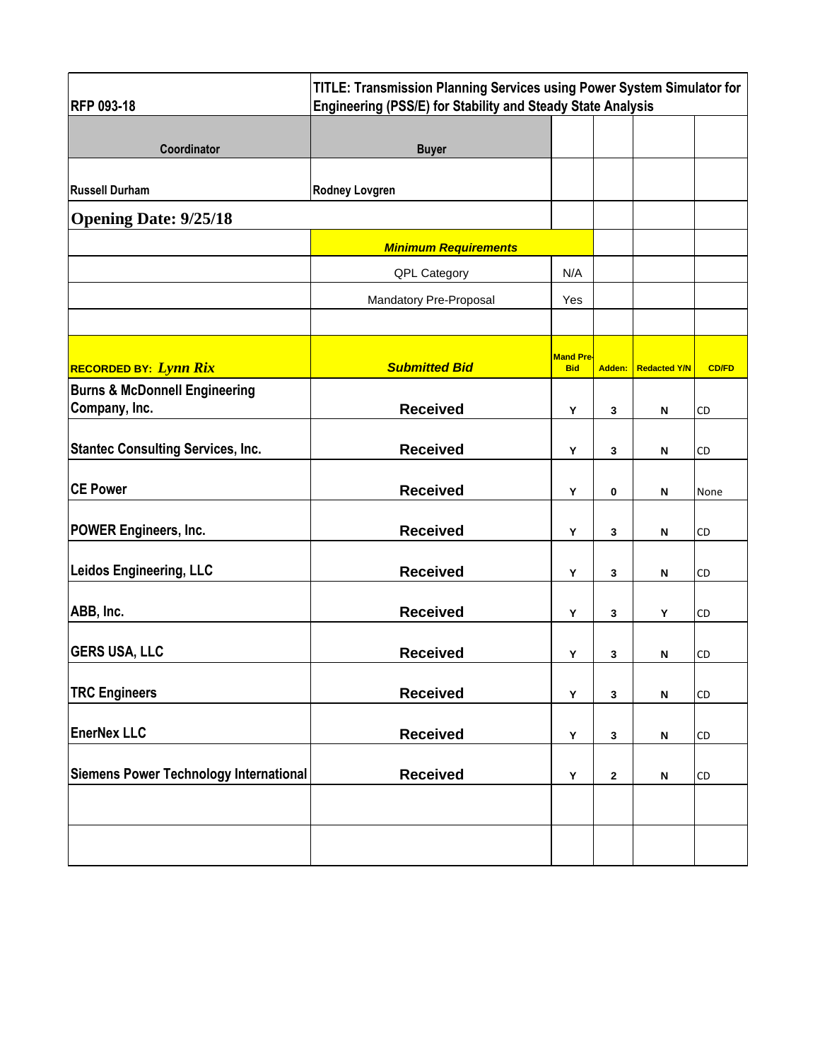| RFP 093-18 | TITLE: Transmission Planning Services using Power System Simulator for Engineering (PSS/E) for Stability and Steady State Analysis | | | | |
|---|---|---|---|---|---|
| Coordinator | Buyer | | | | |
| Russell Durham | Rodney Lovgren | | | | |
| **Opening Date: 9/25/18** | | | | | |
| | ***Minimum Requirements*** | | | | |
| | QPL Category | N/A | | | |
| | Mandatory Pre-Proposal | Yes | | | |
| | | | | | |
| **RECORDED BY:** ***Lynn Rix*** | ***Submitted Bid*** | **Mand Pre-Bid** | **Adden:** | **Redacted Y/N** | **CD/FD** |
| **Burns & McDonnell Engineering Company, Inc.** | **Received** | Y | 3 | N | CD |
| **Stantec Consulting Services, Inc.** | **Received** | Y | 3 | N | CD |
| **CE Power** | **Received** | Y | 0 | N | None |
| **POWER Engineers, Inc.** | **Received** | Y | 3 | N | CD |
| **Leidos Engineering, LLC** | **Received** | Y | 3 | N | CD |
| **ABB, Inc.** | **Received** | Y | 3 | Y | CD |
| **GERS USA, LLC** | **Received** | Y | 3 | N | CD |
| **TRC Engineers** | **Received** | Y | 3 | N | CD |
| **EnerNex LLC** | **Received** | Y | 3 | N | CD |
| **Siemens Power Technology International** | **Received** | Y | 2 | N | CD |
| | | | | | |
| | | | | | |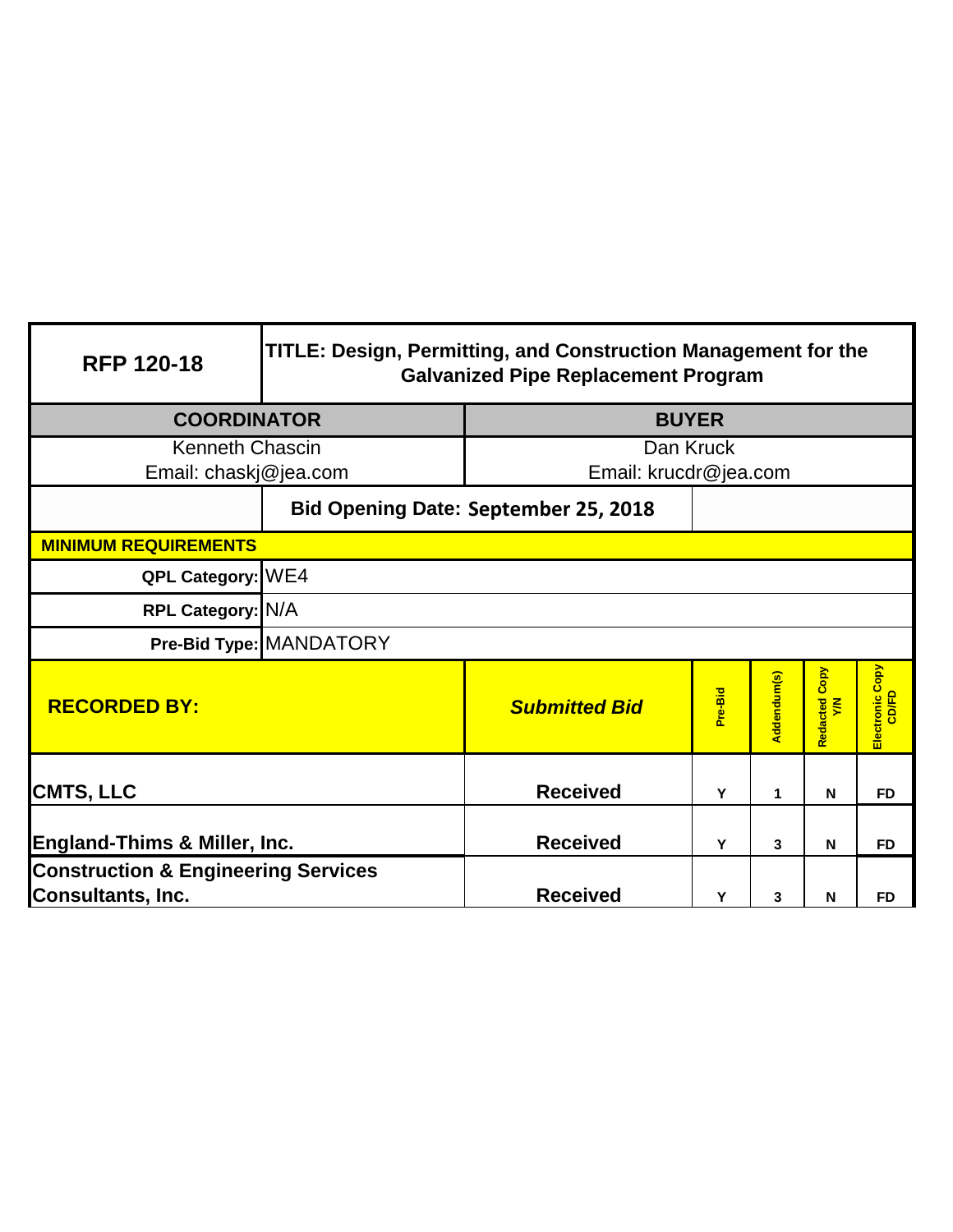| RFP 120-18 | TITLE: Design, Permitting, and Construction Management for the Galvanized Pipe Replacement Program | | | | |
|---|---|---|---|---|---|
| **COORDINATOR** | | **BUYER** | | | |
| Kenneth Chascin<br>Email: chaskj@jea.com | | Dan Kruck<br>Email: krucdr@jea.com | | | |
| | **Bid Opening Date: September 25, 2018** | | | | |
| **MINIMUM REQUIREMENTS** | | | | | |
| **QPL Category:** | WE4 | | | | |
| **RPL Category:** | N/A | | | | |
| **Pre-Bid Type:** | MANDATORY | | | | |

| **RECORDED BY:** | ***Submitted Bid*** | **Pre-Bid** | **Addendum(s)** | **Redacted Copy Y/N** | **Electronic Copy CD/FD** |
|---|---|---|---|---|---|
| **CMTS, LLC** | **Received** | Y | 1 | N | FD |
| **England-Thims & Miller, Inc.** | **Received** | Y | 3 | N | FD |
| **Construction & Engineering Services Consultants, Inc.** | **Received** | Y | 3 | N | FD |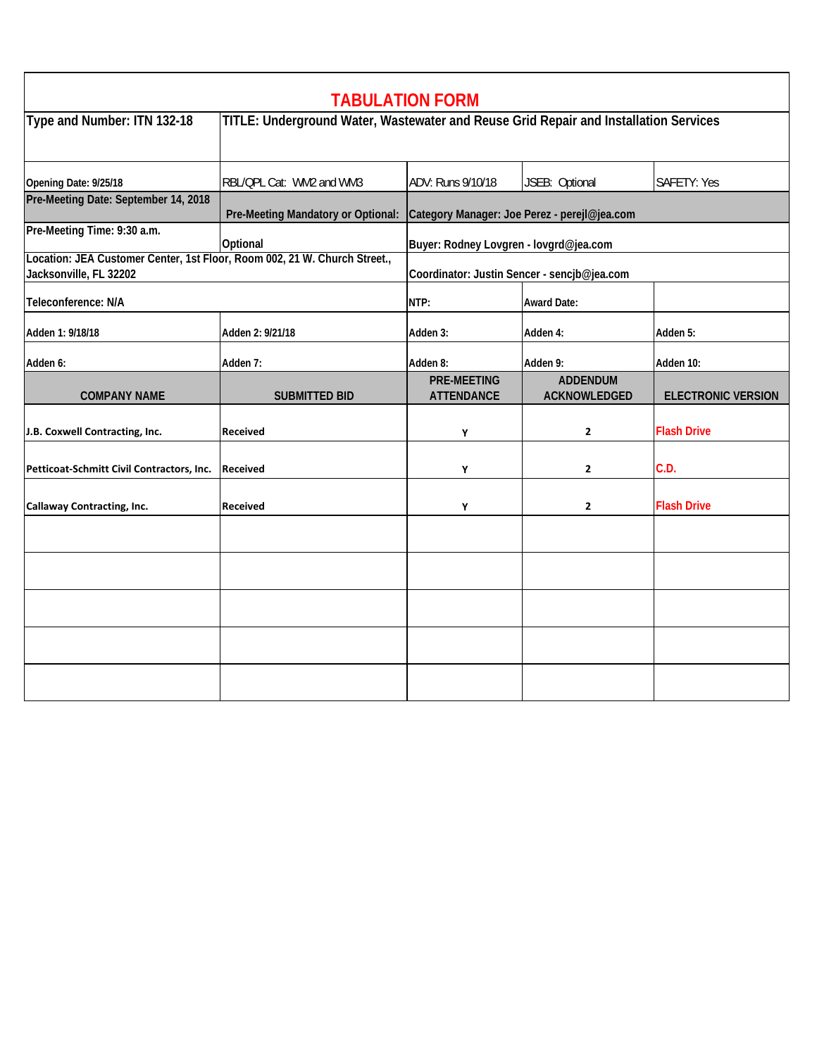# TABULATION FORM

| Type and Number: ITN 132-18 | TITLE: Underground Water, Wastewater and Reuse Grid Repair and Installation Services | | | |
|---|---|---|---|---|
| Opening Date: 9/25/18 | RBL/QPL Cat: WM2 and WM3 | ADV: Runs 9/10/18 | JSEB: Optional | SAFETY: Yes |
| Pre-Meeting Date: September 14, 2018 | Pre-Meeting Mandatory or Optional: | Category Manager: Joe Perez - perejl@jea.com | | |
| Pre-Meeting Time: 9:30 a.m. | Optional | Buyer: Rodney Lovgren - lovgrd@jea.com | | |
| Location: JEA Customer Center, 1st Floor, Room 002, 21 W. Church Street., Jacksonville, FL 32202 | | Coordinator: Justin Sencer - sencjb@jea.com | | |
| Teleconference: N/A | | NTP: | Award Date: | |
| Adden 1: 9/18/18 | Adden 2: 9/21/18 | Adden 3: | Adden 4: | Adden 5: |
| Adden 6: | Adden 7: | Adden 8: | Adden 9: | Adden 10: |
| **COMPANY NAME** | **SUBMITTED BID** | **PRE-MEETING ATTENDANCE** | **ADDENDUM ACKNOWLEDGED** | **ELECTRONIC VERSION** |
| J.B. Coxwell Contracting, Inc. | Received | Y | 2 | Flash Drive |
| Petticoat-Schmitt Civil Contractors, Inc. | Received | Y | 2 | C.D. |
| Callaway Contracting, Inc. | Received | Y | 2 | Flash Drive |
| | | | | |
| | | | | |
| | | | | |
| | | | | |
| | | | | |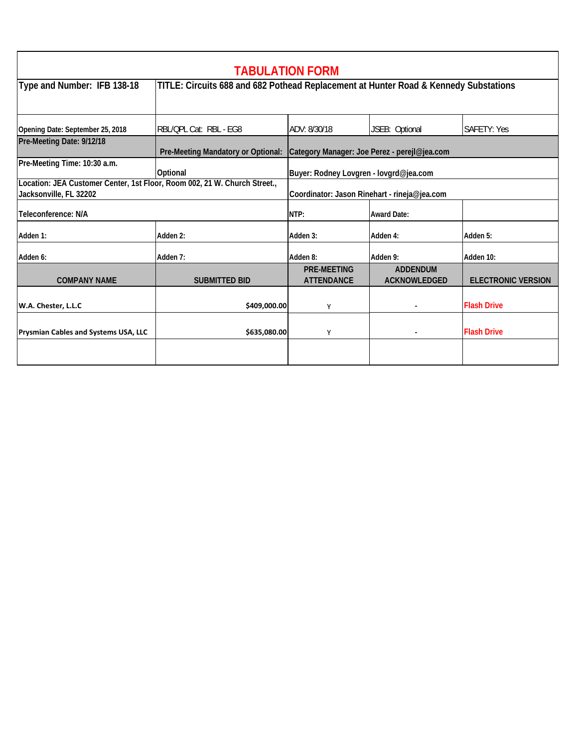# TABULATION FORM

| Type and Number: IFB 138-18 | TITLE: Circuits 688 and 682 Pothead Replacement at Hunter Road & Kennedy Substations | | | |
|---|---|---|---|---|
| Opening Date: September 25, 2018 | RBL/QPL Cat: RBL - EG8 | ADV: 8/30/18 | JSEB: Optional | SAFETY: Yes |
| Pre-Meeting Date: 9/12/18 | Pre-Meeting Mandatory or Optional: | Category Manager: Joe Perez - perejl@jea.com | | |
| Pre-Meeting Time: 10:30 a.m. | Optional | Buyer: Rodney Lovgren - lovgrd@jea.com | | |
| Location: JEA Customer Center, 1st Floor, Room 002, 21 W. Church Street., Jacksonville, FL 32202 | | Coordinator: Jason Rinehart - rineja@jea.com | | |
| Teleconference: N/A | | NTP: | Award Date: | |
| Adden 1: | Adden 2: | Adden 3: | Adden 4: | Adden 5: |
| Adden 6: | Adden 7: | Adden 8: | Adden 9: | Adden 10: |
| **COMPANY NAME** | **SUBMITTED BID** | **PRE-MEETING ATTENDANCE** | **ADDENDUM ACKNOWLEDGED** | **ELECTRONIC VERSION** |
| W.A. Chester, L.L.C | $409,000.00 | Y | - | Flash Drive |
| Prysmian Cables and Systems USA, LLC | $635,080.00 | Y | - | Flash Drive |
| | | | | |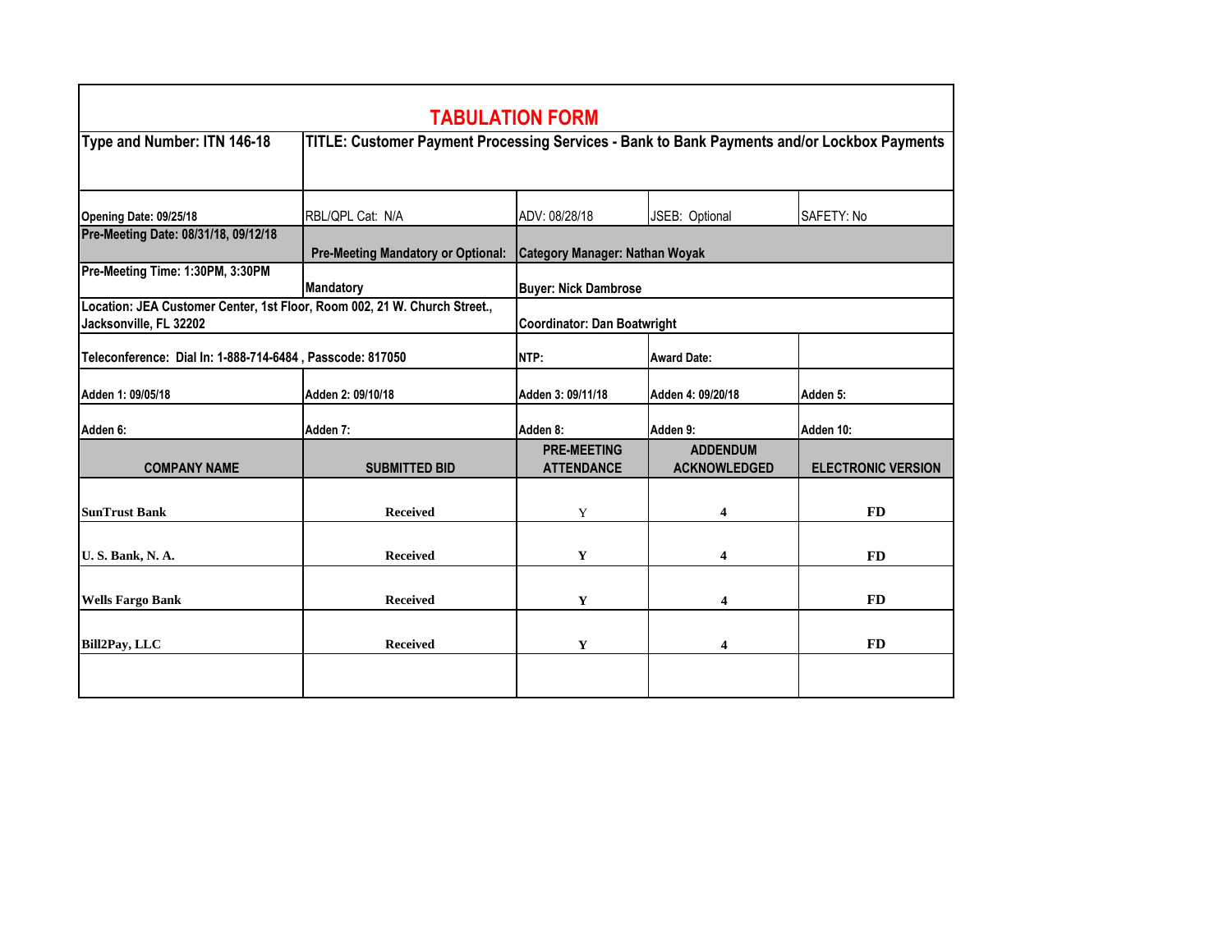# TABULATION FORM

| Type and Number: ITN 146-18 | TITLE: Customer Payment Processing Services - Bank to Bank Payments and/or Lockbox Payments | | | |
|---|---|---|---|---|
| Opening Date: 09/25/18 | RBL/QPL Cat: N/A | ADV: 08/28/18 | JSEB: Optional | SAFETY: No |
| Pre-Meeting Date: 08/31/18, 09/12/18 | Pre-Meeting Mandatory or Optional: | Category Manager: Nathan Woyak | | |
| Pre-Meeting Time: 1:30PM, 3:30PM | Mandatory | Buyer: Nick Dambrose | | |
| Location: JEA Customer Center, 1st Floor, Room 002, 21 W. Church Street., Jacksonville, FL 32202 | | Coordinator: Dan Boatwright | | |
| Teleconference: Dial In: 1-888-714-6484 , Passcode: 817050 | | NTP: | Award Date: | |
| Adden 1: 09/05/18 | Adden 2: 09/10/18 | Adden 3: 09/11/18 | Adden 4: 09/20/18 | Adden 5: |
| Adden 6: | Adden 7: | Adden 8: | Adden 9: | Adden 10: |

| COMPANY NAME | SUBMITTED BID | PRE-MEETING ATTENDANCE | ADDENDUM ACKNOWLEDGED | ELECTRONIC VERSION |
|---|---|---|---|---|
| SunTrust Bank | Received | Y | 4 | FD |
| U. S. Bank, N. A. | Received | Y | 4 | FD |
| Wells Fargo Bank | Received | Y | 4 | FD |
| Bill2Pay, LLC | Received | Y | 4 | FD |
| | | | | |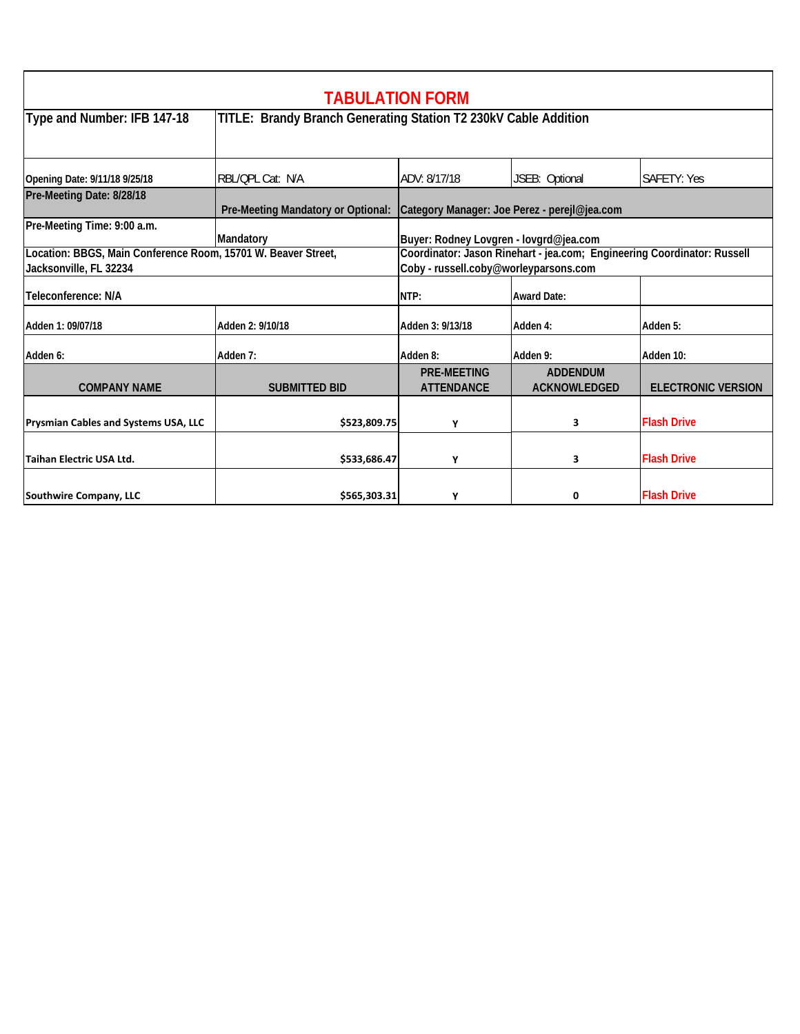# TABULATION FORM

| Type and Number: IFB 147-18 | TITLE: Brandy Branch Generating Station T2 230kV Cable Addition | | | |
|---|---|---|---|---|
| Opening Date: 9/11/18 9/25/18 | RBL/QPL Cat: N/A | ADV: 8/17/18 | JSEB: Optional | SAFETY: Yes |
| Pre-Meeting Date: 8/28/18 | Pre-Meeting Mandatory or Optional: | Category Manager: Joe Perez - perejl@jea.com | | |
| Pre-Meeting Time: 9:00 a.m. | Mandatory | Buyer: Rodney Lovgren - lovgrd@jea.com | | |
| Location: BBGS, Main Conference Room, 15701 W. Beaver Street, Jacksonville, FL 32234 | | Coordinator: Jason Rinehart - jea.com; Engineering Coordinator: Russell Coby - russell.coby@worleyparsons.com | | |
| Teleconference: N/A | | NTP: | Award Date: | |
| Adden 1: 09/07/18 | Adden 2: 9/10/18 | Adden 3: 9/13/18 | Adden 4: | Adden 5: |
| Adden 6: | Adden 7: | Adden 8: | Adden 9: | Adden 10: |
| **COMPANY NAME** | **SUBMITTED BID** | **PRE-MEETING ATTENDANCE** | **ADDENDUM ACKNOWLEDGED** | **ELECTRONIC VERSION** |
| Prysmian Cables and Systems USA, LLC | $523,809.75 | Y | 3 | Flash Drive |
| Taihan Electric USA Ltd. | $533,686.47 | Y | 3 | Flash Drive |
| Southwire Company, LLC | $565,303.31 | Y | 0 | Flash Drive |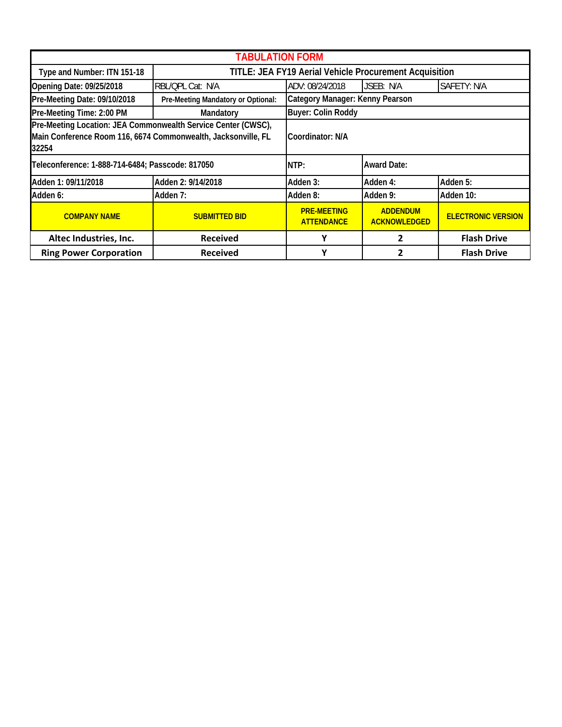# TABULATION FORM

| | | | | |
|---|---|---|---|---|
| Type and Number: ITN 151-18 | TITLE: JEA FY19 Aerial Vehicle Procurement Acquisition | | | |
| Opening Date: 09/25/2018 | RBL/QPL Cat: N/A | ADV: 08/24/2018 | JSEB: N/A | SAFETY: N/A |
| Pre-Meeting Date: 09/10/2018 | Pre-Meeting Mandatory or Optional: | Category Manager: Kenny Pearson | | |
| Pre-Meeting Time: 2:00 PM | Mandatory | Buyer: Colin Roddy | | |
| Pre-Meeting Location: JEA Commonwealth Service Center (CWSC), Main Conference Room 116, 6674 Commonwealth, Jacksonville, FL 32254 | | Coordinator: N/A | | |
| Teleconference: 1-888-714-6484; Passcode: 817050 | | NTP: | Award Date: | |
| Adden 1: 09/11/2018 | Adden 2: 9/14/2018 | Adden 3: | Adden 4: | Adden 5: |
| Adden 6: | Adden 7: | Adden 8: | Adden 9: | Adden 10: |
| **COMPANY NAME** | **SUBMITTED BID** | **PRE-MEETING ATTENDANCE** | **ADDENDUM ACKNOWLEDGED** | **ELECTRONIC VERSION** |
| Altec Industries, Inc. | Received | Y | 2 | Flash Drive |
| Ring Power Corporation | Received | Y | 2 | Flash Drive |